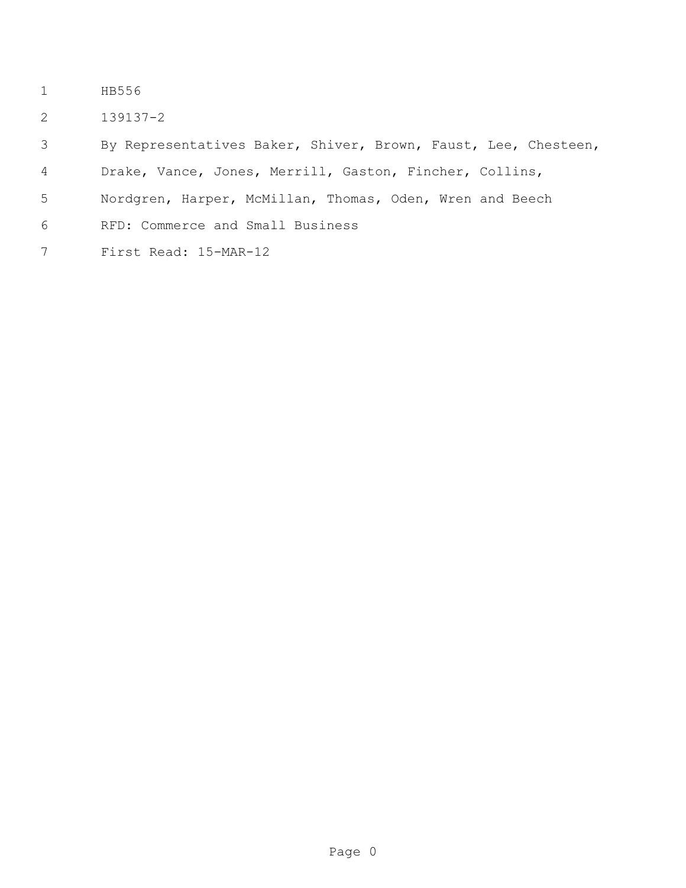HB556

139137-2

By Representatives Baker, Shiver, Brown, Faust, Lee, Chesteen, Drake, Vance, Jones, Merrill, Gaston, Fincher, Collins, Nordgren, Harper, McMillan, Thomas, Oden, Wren and Beech

RFD: Commerce and Small Business

First Read: 15-MAR-12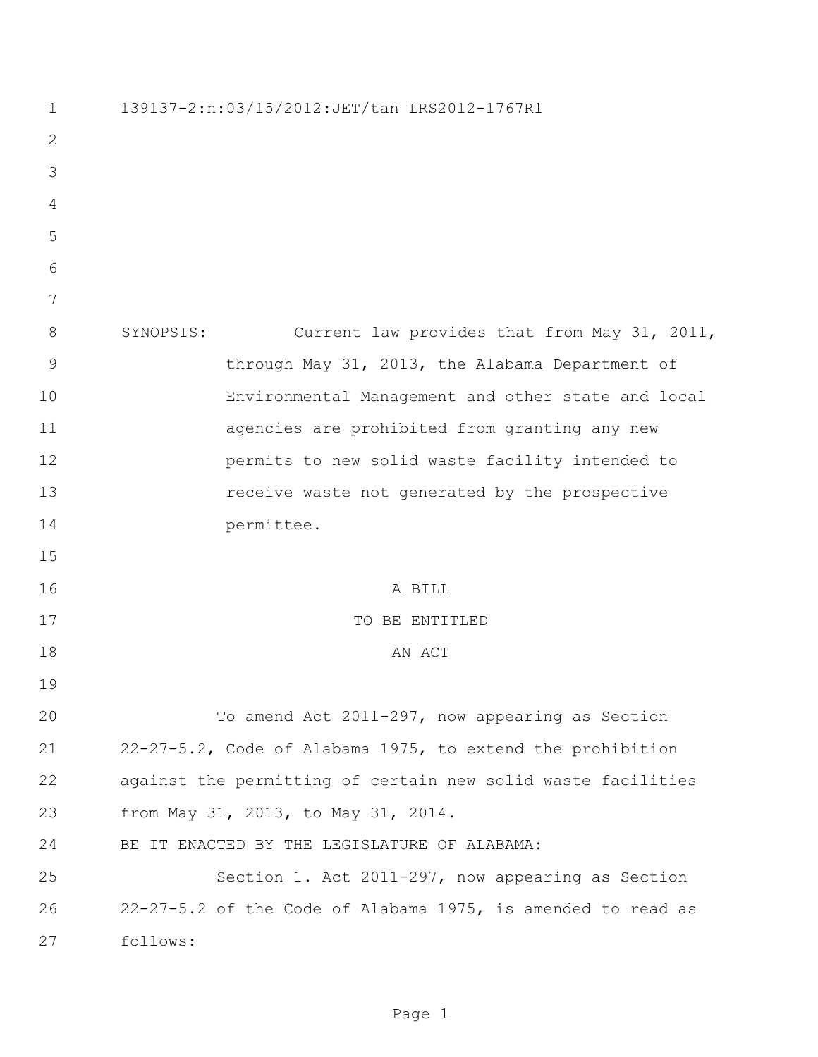139137-2:n:03/15/2012:JET/tan LRS2012-1767R1

SYNOPSIS: Current law provides that from May 31, 2011, through May 31, 2013, the Alabama Department of Environmental Management and other state and local agencies are prohibited from granting any new permits to new solid waste facility intended to receive waste not generated by the prospective permittee.

A BILL

TO BE ENTITLED

AN ACT

To amend Act 2011-297, now appearing as Section 22-27-5.2, Code of Alabama 1975, to extend the prohibition against the permitting of certain new solid waste facilities from May 31, 2013, to May 31, 2014.

BE IT ENACTED BY THE LEGISLATURE OF ALABAMA:

Section 1. Act 2011-297, now appearing as Section 22-27-5.2 of the Code of Alabama 1975, is amended to read as follows: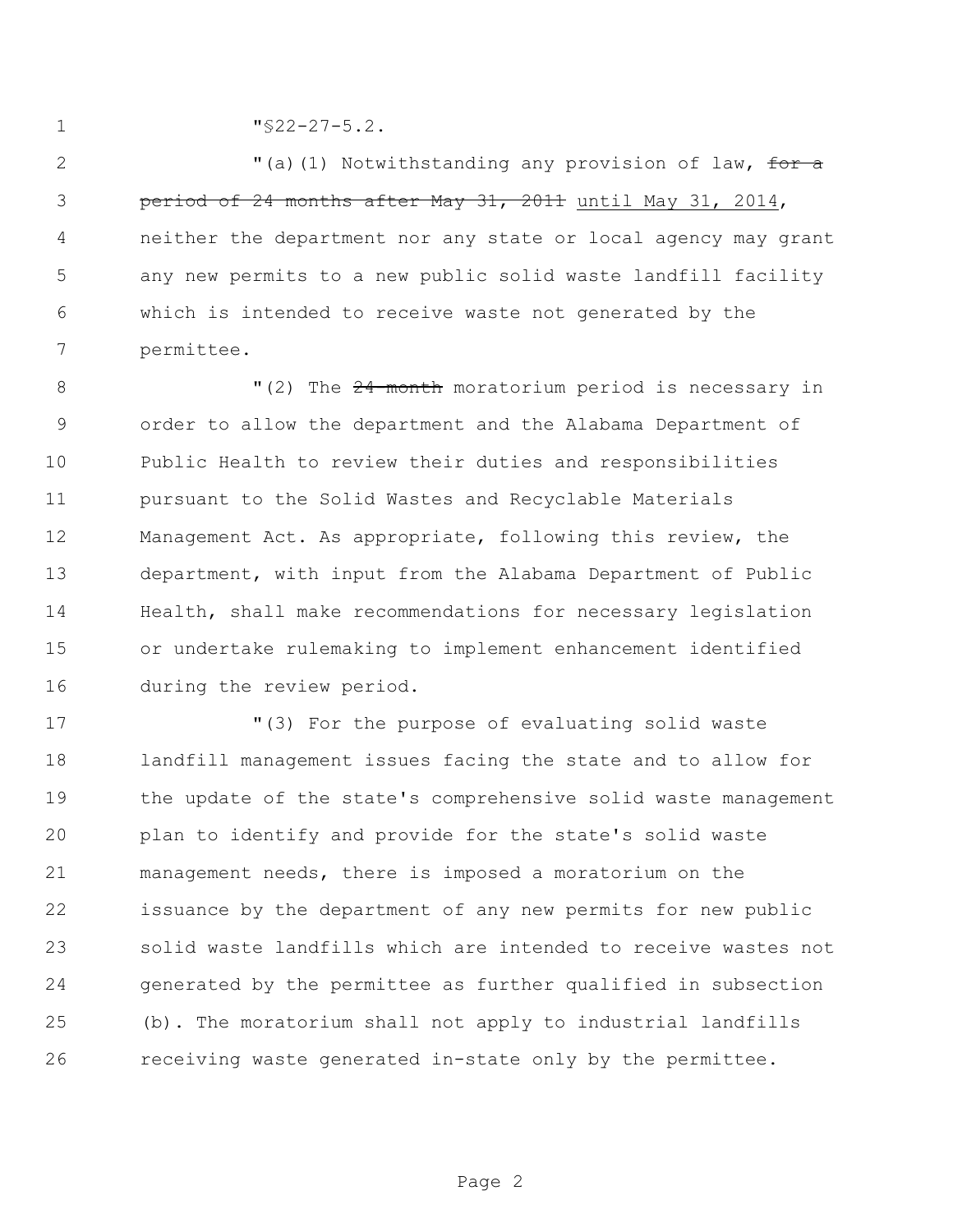"§22-27-5.2.

"(a)(1) Notwithstanding any provision of law, ~~for a period of 24 months after May 31, 2011~~ until May 31, 2014, neither the department nor any state or local agency may grant any new permits to a new public solid waste landfill facility which is intended to receive waste not generated by the permittee.

"(2) The ~~24-month~~ moratorium period is necessary in order to allow the department and the Alabama Department of Public Health to review their duties and responsibilities pursuant to the Solid Wastes and Recyclable Materials Management Act. As appropriate, following this review, the department, with input from the Alabama Department of Public Health, shall make recommendations for necessary legislation or undertake rulemaking to implement enhancement identified during the review period.

"(3) For the purpose of evaluating solid waste landfill management issues facing the state and to allow for the update of the state's comprehensive solid waste management plan to identify and provide for the state's solid waste management needs, there is imposed a moratorium on the issuance by the department of any new permits for new public solid waste landfills which are intended to receive wastes not generated by the permittee as further qualified in subsection (b). The moratorium shall not apply to industrial landfills receiving waste generated in-state only by the permittee.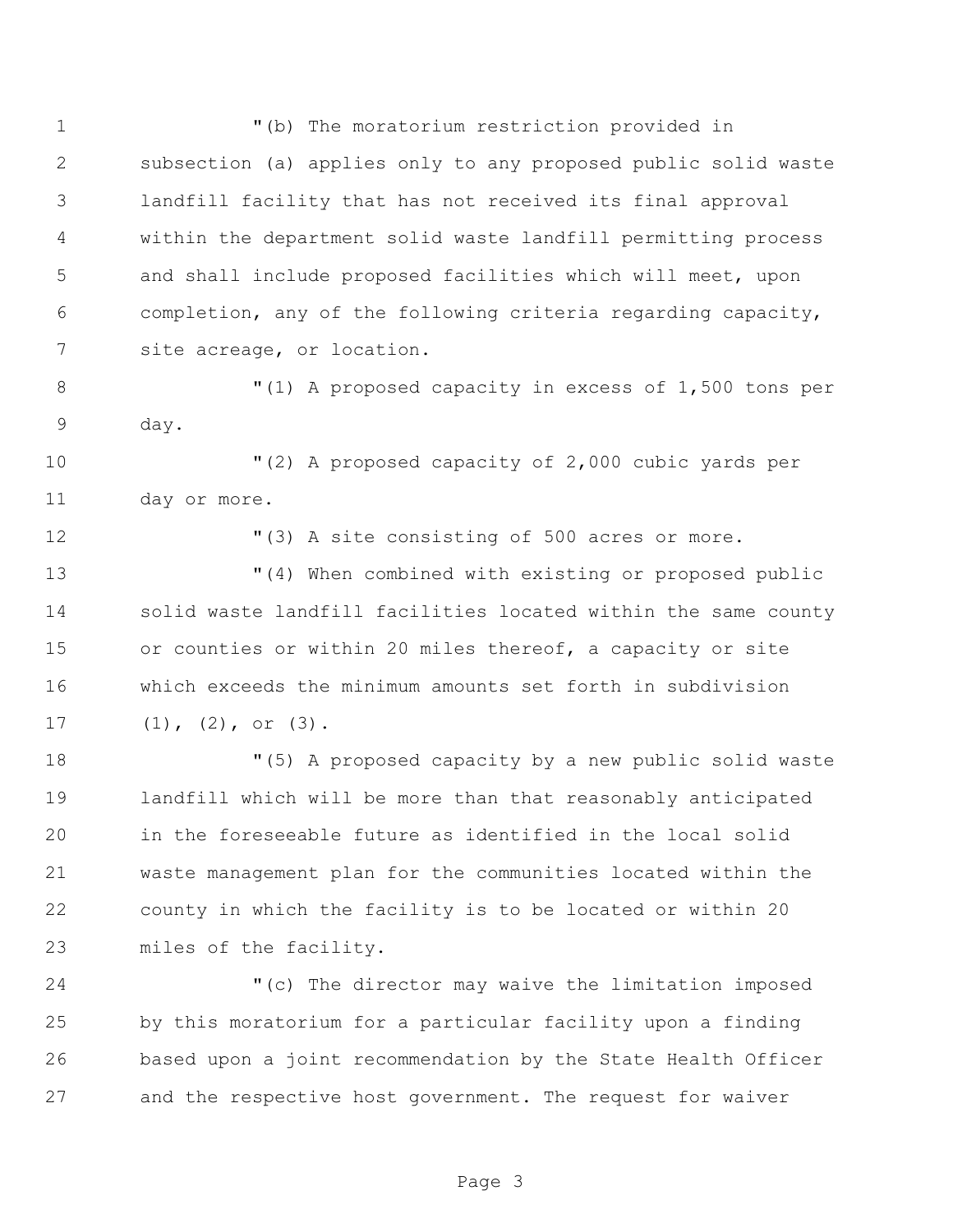"(b) The moratorium restriction provided in subsection (a) applies only to any proposed public solid waste landfill facility that has not received its final approval within the department solid waste landfill permitting process and shall include proposed facilities which will meet, upon completion, any of the following criteria regarding capacity, site acreage, or location.

"(1) A proposed capacity in excess of 1,500 tons per day.

"(2) A proposed capacity of 2,000 cubic yards per day or more.

"(3) A site consisting of 500 acres or more.

"(4) When combined with existing or proposed public solid waste landfill facilities located within the same county or counties or within 20 miles thereof, a capacity or site which exceeds the minimum amounts set forth in subdivision (1), (2), or (3).

"(5) A proposed capacity by a new public solid waste landfill which will be more than that reasonably anticipated in the foreseeable future as identified in the local solid waste management plan for the communities located within the county in which the facility is to be located or within 20 miles of the facility.

"(c) The director may waive the limitation imposed by this moratorium for a particular facility upon a finding based upon a joint recommendation by the State Health Officer and the respective host government. The request for waiver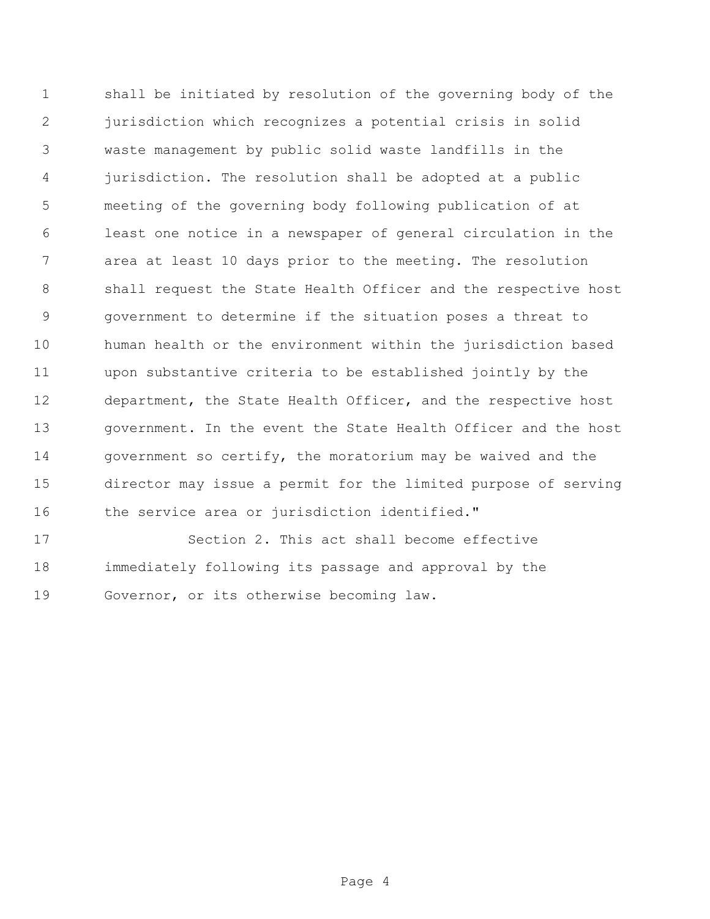shall be initiated by resolution of the governing body of the jurisdiction which recognizes a potential crisis in solid waste management by public solid waste landfills in the jurisdiction. The resolution shall be adopted at a public meeting of the governing body following publication of at least one notice in a newspaper of general circulation in the area at least 10 days prior to the meeting. The resolution shall request the State Health Officer and the respective host government to determine if the situation poses a threat to human health or the environment within the jurisdiction based upon substantive criteria to be established jointly by the department, the State Health Officer, and the respective host government. In the event the State Health Officer and the host government so certify, the moratorium may be waived and the director may issue a permit for the limited purpose of serving the service area or jurisdiction identified."

Section 2. This act shall become effective immediately following its passage and approval by the Governor, or its otherwise becoming law.